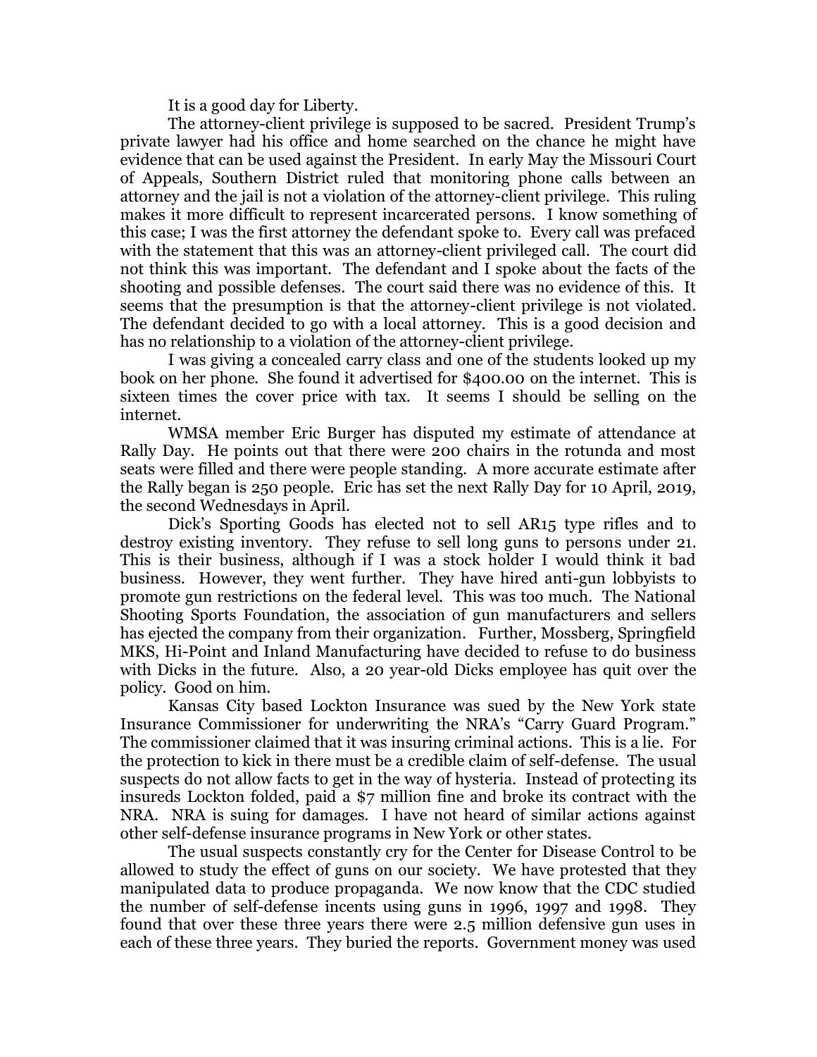It is a good day for Liberty.

The attorney-client privilege is supposed to be sacred. President Trump's private lawyer had his office and home searched on the chance he might have evidence that can be used against the President. In early May the Missouri Court of Appeals, Southern District ruled that monitoring phone calls between an attorney and the jail is not a violation of the attorney-client privilege. This ruling makes it more difficult to represent incarcerated persons. I know something of this case; I was the first attorney the defendant spoke to. Every call was prefaced with the statement that this was an attorney-client privileged call. The court did not think this was important. The defendant and I spoke about the facts of the shooting and possible defenses. The court said there was no evidence of this. It seems that the presumption is that the attorney-client privilege is not violated. The defendant decided to go with a local attorney. This is a good decision and has no relationship to a violation of the attorney-client privilege.

I was giving a concealed carry class and one of the students looked up my book on her phone. She found it advertised for $400.00 on the internet. This is sixteen times the cover price with tax. It seems I should be selling on the internet.

WMSA member Eric Burger has disputed my estimate of attendance at Rally Day. He points out that there were 200 chairs in the rotunda and most seats were filled and there were people standing. A more accurate estimate after the Rally began is 250 people. Eric has set the next Rally Day for 10 April, 2019, the second Wednesdays in April.

Dick's Sporting Goods has elected not to sell AR15 type rifles and to destroy existing inventory. They refuse to sell long guns to persons under 21. This is their business, although if I was a stock holder I would think it bad business. However, they went further. They have hired anti-gun lobbyists to promote gun restrictions on the federal level. This was too much. The National Shooting Sports Foundation, the association of gun manufacturers and sellers has ejected the company from their organization. Further, Mossberg, Springfield MKS, Hi-Point and Inland Manufacturing have decided to refuse to do business with Dicks in the future. Also, a 20 year-old Dicks employee has quit over the policy. Good on him.

Kansas City based Lockton Insurance was sued by the New York state Insurance Commissioner for underwriting the NRA's "Carry Guard Program." The commissioner claimed that it was insuring criminal actions. This is a lie. For the protection to kick in there must be a credible claim of self-defense. The usual suspects do not allow facts to get in the way of hysteria. Instead of protecting its insureds Lockton folded, paid a $7 million fine and broke its contract with the NRA. NRA is suing for damages. I have not heard of similar actions against other self-defense insurance programs in New York or other states.

The usual suspects constantly cry for the Center for Disease Control to be allowed to study the effect of guns on our society. We have protested that they manipulated data to produce propaganda. We now know that the CDC studied the number of self-defense incents using guns in 1996, 1997 and 1998. They found that over these three years there were 2.5 million defensive gun uses in each of these three years. They buried the reports. Government money was used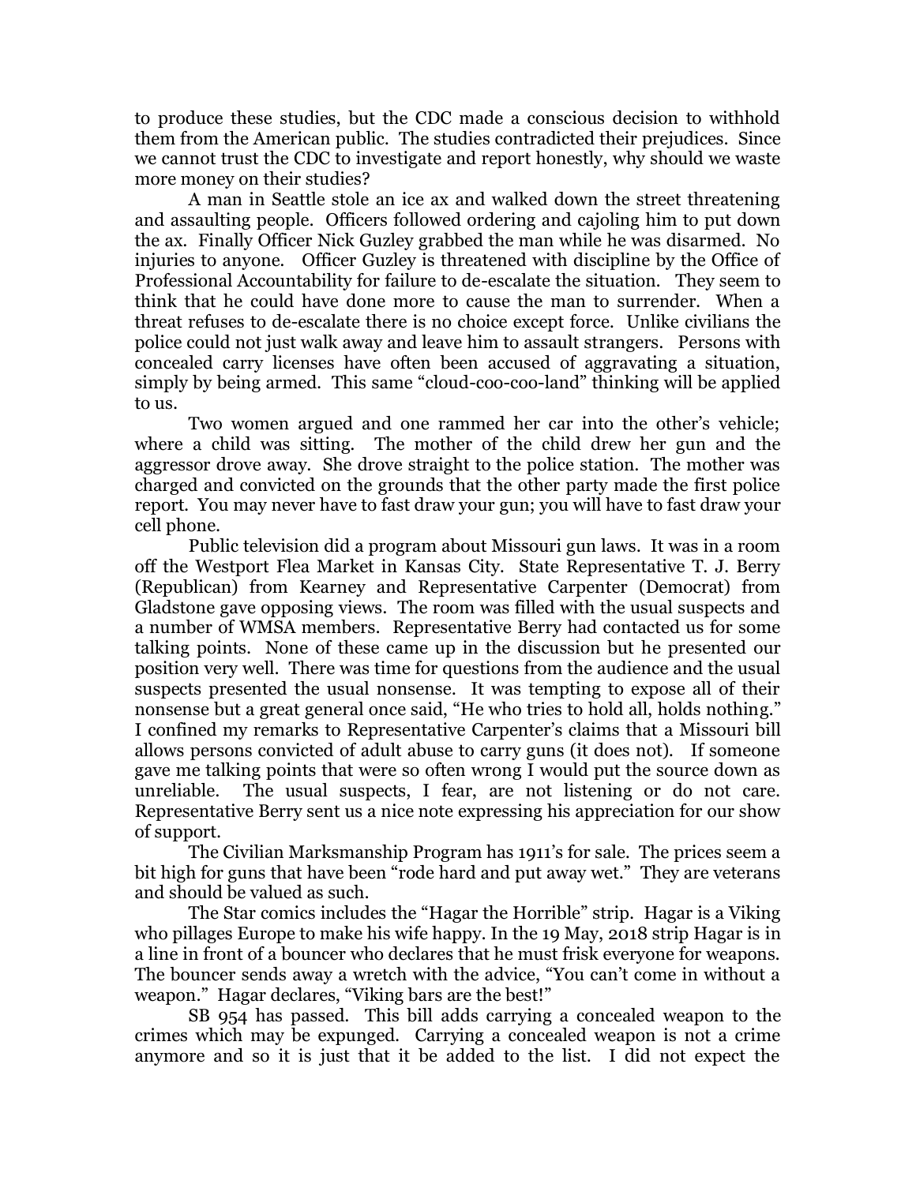to produce these studies, but the CDC made a conscious decision to withhold them from the American public. The studies contradicted their prejudices. Since we cannot trust the CDC to investigate and report honestly, why should we waste more money on their studies?

A man in Seattle stole an ice ax and walked down the street threatening and assaulting people. Officers followed ordering and cajoling him to put down the ax. Finally Officer Nick Guzley grabbed the man while he was disarmed. No injuries to anyone. Officer Guzley is threatened with discipline by the Office of Professional Accountability for failure to de-escalate the situation. They seem to think that he could have done more to cause the man to surrender. When a threat refuses to de-escalate there is no choice except force. Unlike civilians the police could not just walk away and leave him to assault strangers. Persons with concealed carry licenses have often been accused of aggravating a situation, simply by being armed. This same "cloud-coo-coo-land" thinking will be applied to us.

Two women argued and one rammed her car into the other's vehicle; where a child was sitting. The mother of the child drew her gun and the aggressor drove away. She drove straight to the police station. The mother was charged and convicted on the grounds that the other party made the first police report. You may never have to fast draw your gun; you will have to fast draw your cell phone.

Public television did a program about Missouri gun laws. It was in a room off the Westport Flea Market in Kansas City. State Representative T. J. Berry (Republican) from Kearney and Representative Carpenter (Democrat) from Gladstone gave opposing views. The room was filled with the usual suspects and a number of WMSA members. Representative Berry had contacted us for some talking points. None of these came up in the discussion but he presented our position very well. There was time for questions from the audience and the usual suspects presented the usual nonsense. It was tempting to expose all of their nonsense but a great general once said, "He who tries to hold all, holds nothing." I confined my remarks to Representative Carpenter's claims that a Missouri bill allows persons convicted of adult abuse to carry guns (it does not). If someone gave me talking points that were so often wrong I would put the source down as unreliable. The usual suspects, I fear, are not listening or do not care. Representative Berry sent us a nice note expressing his appreciation for our show of support.

The Civilian Marksmanship Program has 1911's for sale. The prices seem a bit high for guns that have been "rode hard and put away wet." They are veterans and should be valued as such.

The Star comics includes the "Hagar the Horrible" strip. Hagar is a Viking who pillages Europe to make his wife happy. In the 19 May, 2018 strip Hagar is in a line in front of a bouncer who declares that he must frisk everyone for weapons. The bouncer sends away a wretch with the advice, "You can't come in without a weapon." Hagar declares, "Viking bars are the best!"

SB 954 has passed. This bill adds carrying a concealed weapon to the crimes which may be expunged. Carrying a concealed weapon is not a crime anymore and so it is just that it be added to the list. I did not expect the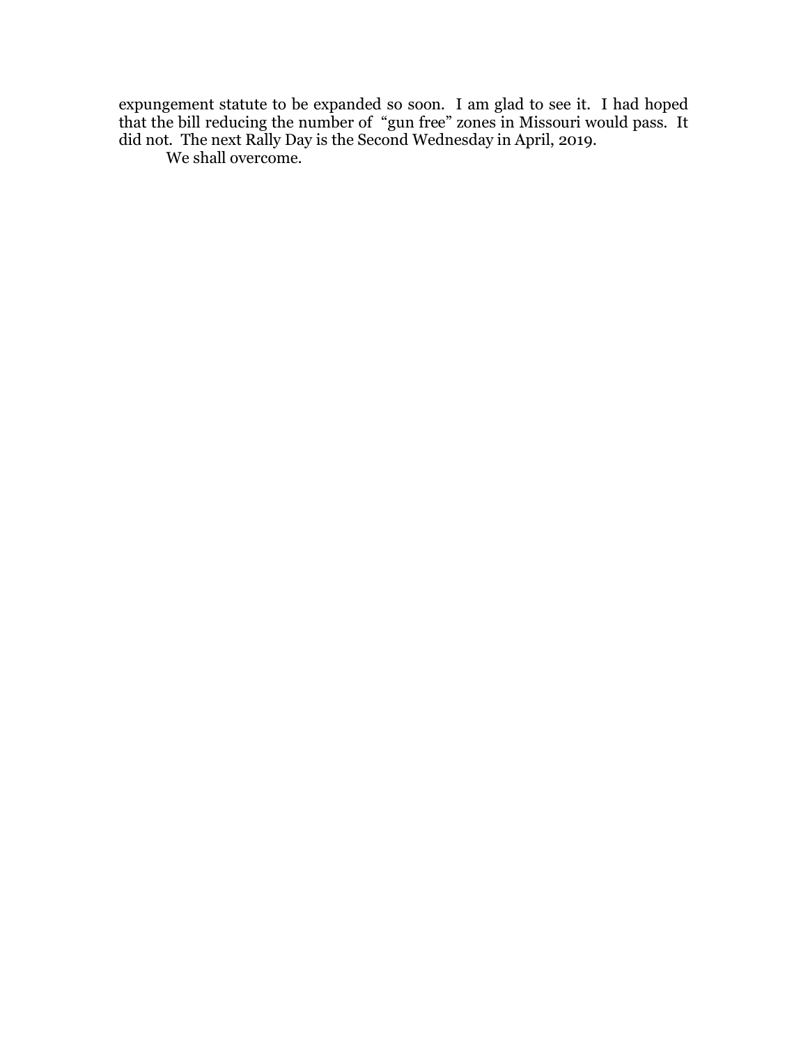expungement statute to be expanded so soon. I am glad to see it. I had hoped that the bill reducing the number of "gun free" zones in Missouri would pass. It did not. The next Rally Day is the Second Wednesday in April, 2019.

We shall overcome.